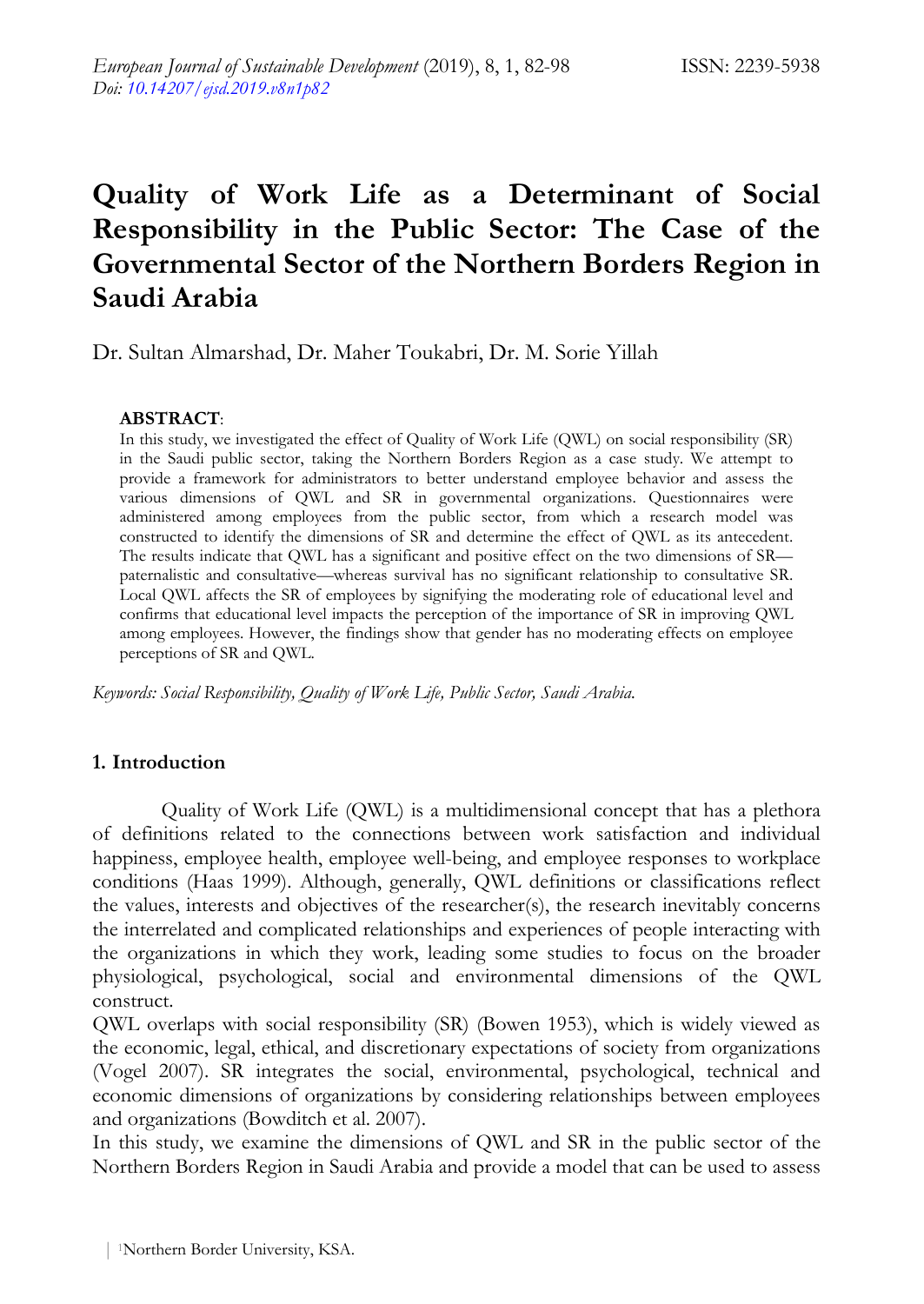# Quality of Work Life as a Determinant of Social Responsibility in the Public Sector: The Case of the Governmental Sector of the Northern Borders Region in Saudi Arabia

Dr. Sultan Almarshad, Dr. Maher Toukabri, Dr. M. Sorie Yillah

**ABSTRACT**:

In this study, we investigated the effect of Quality of Work Life (QWL) on social responsibility (SR) in the Saudi public sector, taking the Northern Borders Region as a case study. We attempt to provide a framework for administrators to better understand employee behavior and assess the various dimensions of QWL and SR in governmental organizations. Questionnaires were administered among employees from the public sector, from which a research model was constructed to identify the dimensions of SR and determine the effect of QWL as its antecedent. The results indicate that QWL has a significant and positive effect on the two dimensions of SR—paternalistic and consultative—whereas survival has no significant relationship to consultative SR. Local QWL affects the SR of employees by signifying the moderating role of educational level and confirms that educational level impacts the perception of the importance of SR in improving QWL among employees. However, the findings show that gender has no moderating effects on employee perceptions of SR and QWL.

*Keywords: Social Responsibility, Quality of Work Life, Public Sector, Saudi Arabia.*

## 1. Introduction

Quality of Work Life (QWL) is a multidimensional concept that has a plethora of definitions related to the connections between work satisfaction and individual happiness, employee health, employee well-being, and employee responses to workplace conditions (Haas 1999). Although, generally, QWL definitions or classifications reflect the values, interests and objectives of the researcher(s), the research inevitably concerns the interrelated and complicated relationships and experiences of people interacting with the organizations in which they work, leading some studies to focus on the broader physiological, psychological, social and environmental dimensions of the QWL construct.

QWL overlaps with social responsibility (SR) (Bowen 1953), which is widely viewed as the economic, legal, ethical, and discretionary expectations of society from organizations (Vogel 2007). SR integrates the social, environmental, psychological, technical and economic dimensions of organizations by considering relationships between employees and organizations (Bowditch et al. 2007).

In this study, we examine the dimensions of QWL and SR in the public sector of the Northern Borders Region in Saudi Arabia and provide a model that can be used to assess

[1]Northern Border University, KSA.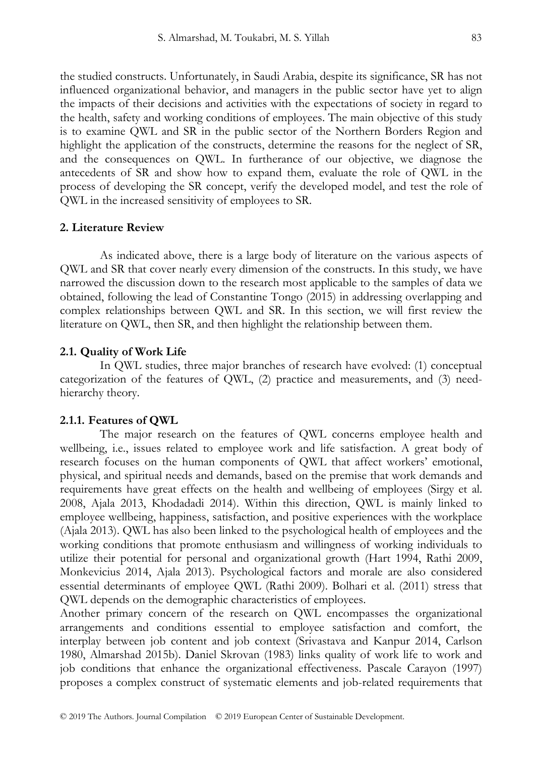the studied constructs. Unfortunately, in Saudi Arabia, despite its significance, SR has not influenced organizational behavior, and managers in the public sector have yet to align the impacts of their decisions and activities with the expectations of society in regard to the health, safety and working conditions of employees. The main objective of this study is to examine QWL and SR in the public sector of the Northern Borders Region and highlight the application of the constructs, determine the reasons for the neglect of SR, and the consequences on QWL. In furtherance of our objective, we diagnose the antecedents of SR and show how to expand them, evaluate the role of QWL in the process of developing the SR concept, verify the developed model, and test the role of QWL in the increased sensitivity of employees to SR.

## 2. Literature Review

As indicated above, there is a large body of literature on the various aspects of QWL and SR that cover nearly every dimension of the constructs. In this study, we have narrowed the discussion down to the research most applicable to the samples of data we obtained, following the lead of Constantine Tongo (2015) in addressing overlapping and complex relationships between QWL and SR. In this section, we will first review the literature on QWL, then SR, and then highlight the relationship between them.

### 2.1. Quality of Work Life

In QWL studies, three major branches of research have evolved: (1) conceptual categorization of the features of QWL, (2) practice and measurements, and (3) need-hierarchy theory.

#### 2.1.1. Features of QWL

The major research on the features of QWL concerns employee health and wellbeing, i.e., issues related to employee work and life satisfaction. A great body of research focuses on the human components of QWL that affect workers' emotional, physical, and spiritual needs and demands, based on the premise that work demands and requirements have great effects on the health and wellbeing of employees (Sirgy et al. 2008, Ajala 2013, Khodadadi 2014). Within this direction, QWL is mainly linked to employee wellbeing, happiness, satisfaction, and positive experiences with the workplace (Ajala 2013). QWL has also been linked to the psychological health of employees and the working conditions that promote enthusiasm and willingness of working individuals to utilize their potential for personal and organizational growth (Hart 1994, Rathi 2009, Monkevicius 2014, Ajala 2013). Psychological factors and morale are also considered essential determinants of employee QWL (Rathi 2009). Bolhari et al. (2011) stress that QWL depends on the demographic characteristics of employees.

Another primary concern of the research on QWL encompasses the organizational arrangements and conditions essential to employee satisfaction and comfort, the interplay between job content and job context (Srivastava and Kanpur 2014, Carlson 1980, Almarshad 2015b). Daniel Skrovan (1983) links quality of work life to work and job conditions that enhance the organizational effectiveness. Pascale Carayon (1997) proposes a complex construct of systematic elements and job-related requirements that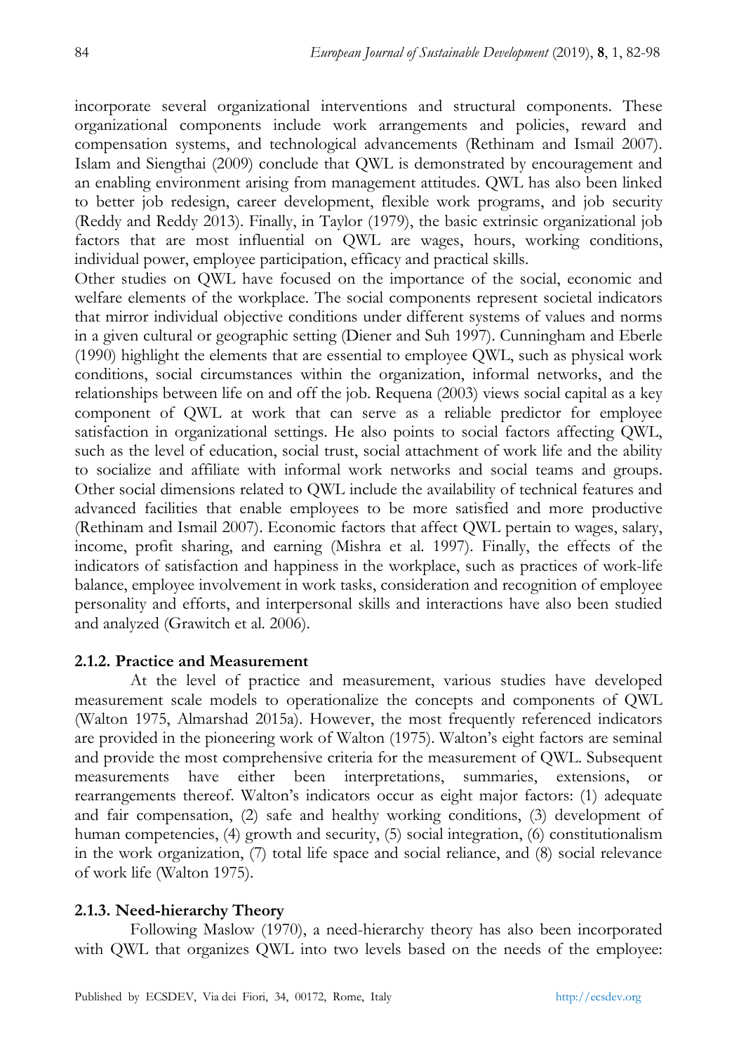incorporate several organizational interventions and structural components. These organizational components include work arrangements and policies, reward and compensation systems, and technological advancements (Rethinam and Ismail 2007). Islam and Siengthai (2009) conclude that QWL is demonstrated by encouragement and an enabling environment arising from management attitudes. QWL has also been linked to better job redesign, career development, flexible work programs, and job security (Reddy and Reddy 2013). Finally, in Taylor (1979), the basic extrinsic organizational job factors that are most influential on QWL are wages, hours, working conditions, individual power, employee participation, efficacy and practical skills.

Other studies on QWL have focused on the importance of the social, economic and welfare elements of the workplace. The social components represent societal indicators that mirror individual objective conditions under different systems of values and norms in a given cultural or geographic setting (Diener and Suh 1997). Cunningham and Eberle (1990) highlight the elements that are essential to employee QWL, such as physical work conditions, social circumstances within the organization, informal networks, and the relationships between life on and off the job. Requena (2003) views social capital as a key component of QWL at work that can serve as a reliable predictor for employee satisfaction in organizational settings. He also points to social factors affecting QWL, such as the level of education, social trust, social attachment of work life and the ability to socialize and affiliate with informal work networks and social teams and groups. Other social dimensions related to QWL include the availability of technical features and advanced facilities that enable employees to be more satisfied and more productive (Rethinam and Ismail 2007). Economic factors that affect QWL pertain to wages, salary, income, profit sharing, and earning (Mishra et al. 1997). Finally, the effects of the indicators of satisfaction and happiness in the workplace, such as practices of work-life balance, employee involvement in work tasks, consideration and recognition of employee personality and efforts, and interpersonal skills and interactions have also been studied and analyzed (Grawitch et al. 2006).

#### 2.1.2. Practice and Measurement

At the level of practice and measurement, various studies have developed measurement scale models to operationalize the concepts and components of QWL (Walton 1975, Almarshad 2015a). However, the most frequently referenced indicators are provided in the pioneering work of Walton (1975). Walton's eight factors are seminal and provide the most comprehensive criteria for the measurement of QWL. Subsequent measurements have either been interpretations, summaries, extensions, or rearrangements thereof. Walton's indicators occur as eight major factors: (1) adequate and fair compensation, (2) safe and healthy working conditions, (3) development of human competencies, (4) growth and security, (5) social integration, (6) constitutionalism in the work organization, (7) total life space and social reliance, and (8) social relevance of work life (Walton 1975).

#### 2.1.3. Need-hierarchy Theory

Following Maslow (1970), a need-hierarchy theory has also been incorporated with QWL that organizes QWL into two levels based on the needs of the employee: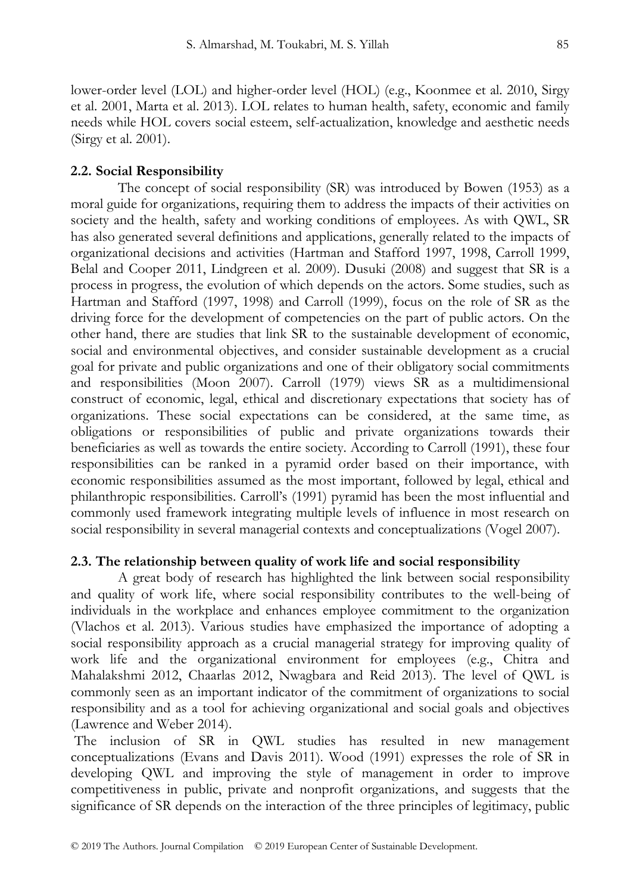lower-order level (LOL) and higher-order level (HOL) (e.g., Koonmee et al. 2010, Sirgy et al. 2001, Marta et al. 2013). LOL relates to human health, safety, economic and family needs while HOL covers social esteem, self-actualization, knowledge and aesthetic needs (Sirgy et al. 2001).

### 2.2. Social Responsibility

The concept of social responsibility (SR) was introduced by Bowen (1953) as a moral guide for organizations, requiring them to address the impacts of their activities on society and the health, safety and working conditions of employees. As with QWL, SR has also generated several definitions and applications, generally related to the impacts of organizational decisions and activities (Hartman and Stafford 1997, 1998, Carroll 1999, Belal and Cooper 2011, Lindgreen et al. 2009). Dusuki (2008) and suggest that SR is a process in progress, the evolution of which depends on the actors. Some studies, such as Hartman and Stafford (1997, 1998) and Carroll (1999), focus on the role of SR as the driving force for the development of competencies on the part of public actors. On the other hand, there are studies that link SR to the sustainable development of economic, social and environmental objectives, and consider sustainable development as a crucial goal for private and public organizations and one of their obligatory social commitments and responsibilities (Moon 2007). Carroll (1979) views SR as a multidimensional construct of economic, legal, ethical and discretionary expectations that society has of organizations. These social expectations can be considered, at the same time, as obligations or responsibilities of public and private organizations towards their beneficiaries as well as towards the entire society. According to Carroll (1991), these four responsibilities can be ranked in a pyramid order based on their importance, with economic responsibilities assumed as the most important, followed by legal, ethical and philanthropic responsibilities. Carroll's (1991) pyramid has been the most influential and commonly used framework integrating multiple levels of influence in most research on social responsibility in several managerial contexts and conceptualizations (Vogel 2007).

### 2.3. The relationship between quality of work life and social responsibility

A great body of research has highlighted the link between social responsibility and quality of work life, where social responsibility contributes to the well-being of individuals in the workplace and enhances employee commitment to the organization (Vlachos et al. 2013). Various studies have emphasized the importance of adopting a social responsibility approach as a crucial managerial strategy for improving quality of work life and the organizational environment for employees (e.g., Chitra and Mahalakshmi 2012, Chaarlas 2012, Nwagbara and Reid 2013). The level of QWL is commonly seen as an important indicator of the commitment of organizations to social responsibility and as a tool for achieving organizational and social goals and objectives (Lawrence and Weber 2014).

The inclusion of SR in QWL studies has resulted in new management conceptualizations (Evans and Davis 2011). Wood (1991) expresses the role of SR in developing QWL and improving the style of management in order to improve competitiveness in public, private and nonprofit organizations, and suggests that the significance of SR depends on the interaction of the three principles of legitimacy, public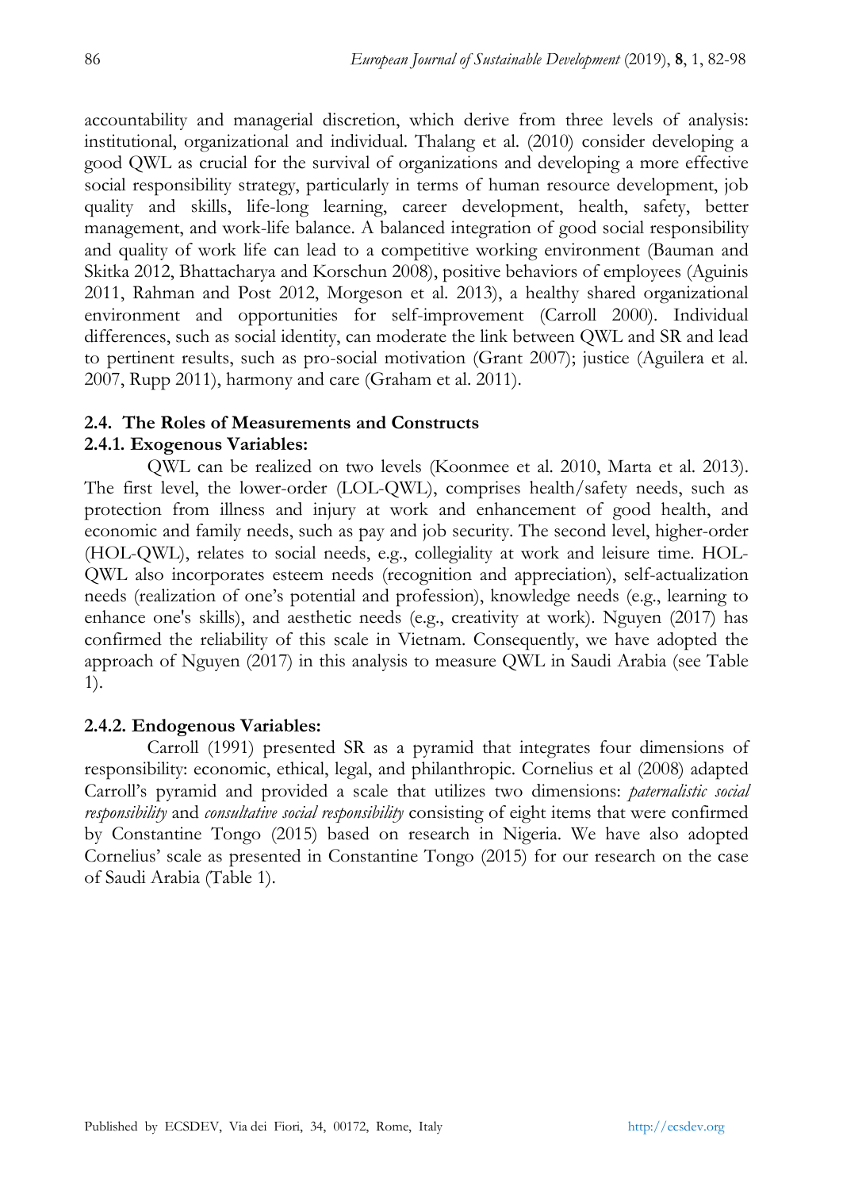accountability and managerial discretion, which derive from three levels of analysis: institutional, organizational and individual. Thalang et al. (2010) consider developing a good QWL as crucial for the survival of organizations and developing a more effective social responsibility strategy, particularly in terms of human resource development, job quality and skills, life-long learning, career development, health, safety, better management, and work-life balance. A balanced integration of good social responsibility and quality of work life can lead to a competitive working environment (Bauman and Skitka 2012, Bhattacharya and Korschun 2008), positive behaviors of employees (Aguinis 2011, Rahman and Post 2012, Morgeson et al. 2013), a healthy shared organizational environment and opportunities for self-improvement (Carroll 2000). Individual differences, such as social identity, can moderate the link between QWL and SR and lead to pertinent results, such as pro-social motivation (Grant 2007); justice (Aguilera et al. 2007, Rupp 2011), harmony and care (Graham et al. 2011).

### 2.4. The Roles of Measurements and Constructs

#### 2.4.1. Exogenous Variables:

QWL can be realized on two levels (Koonmee et al. 2010, Marta et al. 2013). The first level, the lower-order (LOL-QWL), comprises health/safety needs, such as protection from illness and injury at work and enhancement of good health, and economic and family needs, such as pay and job security. The second level, higher-order (HOL-QWL), relates to social needs, e.g., collegiality at work and leisure time. HOL-QWL also incorporates esteem needs (recognition and appreciation), self-actualization needs (realization of one's potential and profession), knowledge needs (e.g., learning to enhance one's skills), and aesthetic needs (e.g., creativity at work). Nguyen (2017) has confirmed the reliability of this scale in Vietnam. Consequently, we have adopted the approach of Nguyen (2017) in this analysis to measure QWL in Saudi Arabia (see Table 1).

#### 2.4.2. Endogenous Variables:

Carroll (1991) presented SR as a pyramid that integrates four dimensions of responsibility: economic, ethical, legal, and philanthropic. Cornelius et al (2008) adapted Carroll's pyramid and provided a scale that utilizes two dimensions: *paternalistic social responsibility* and *consultative social responsibility* consisting of eight items that were confirmed by Constantine Tongo (2015) based on research in Nigeria. We have also adopted Cornelius' scale as presented in Constantine Tongo (2015) for our research on the case of Saudi Arabia (Table 1).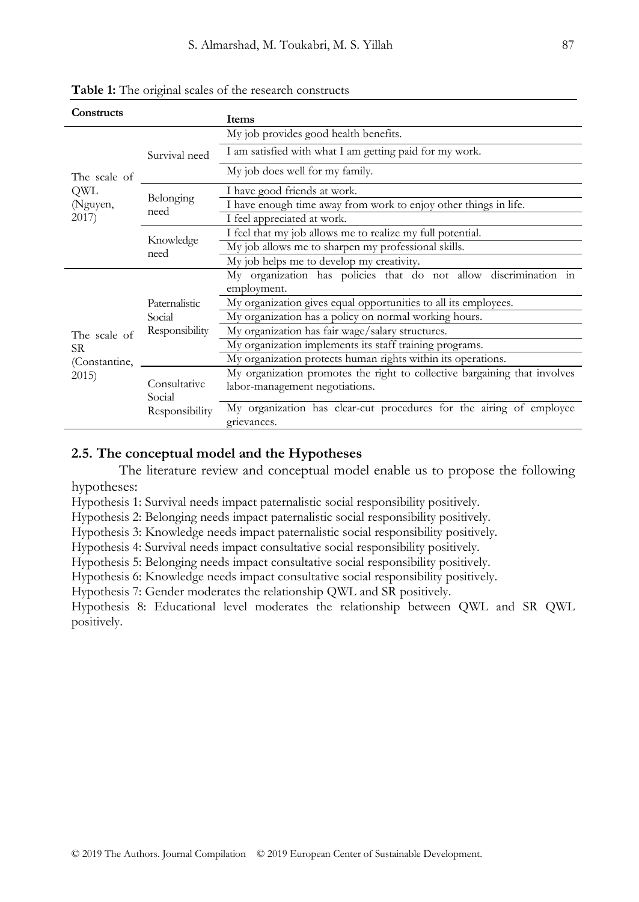**Table 1:** The original scales of the research constructs

| Constructs | | Items |
|---|---|---|
| The scale of QWL (Nguyen, 2017) | Survival need | My job provides good health benefits. |
| | | I am satisfied with what I am getting paid for my work. |
| | | My job does well for my family. |
| | Belonging need | I have good friends at work. |
| | | I have enough time away from work to enjoy other things in life. |
| | | I feel appreciated at work. |
| | Knowledge need | I feel that my job allows me to realize my full potential. |
| | | My job allows me to sharpen my professional skills. |
| | | My job helps me to develop my creativity. |
| The scale of SR (Constantine, 2015) | Paternalistic Social Responsibility | My organization has policies that do not allow discrimination in employment. |
| | | My organization gives equal opportunities to all its employees. |
| | | My organization has a policy on normal working hours. |
| | | My organization has fair wage/salary structures. |
| | | My organization implements its staff training programs. |
| | | My organization protects human rights within its operations. |
| | Consultative Social Responsibility | My organization promotes the right to collective bargaining that involves labor-management negotiations. |
| | | My organization has clear-cut procedures for the airing of employee grievances. |

### 2.5. The conceptual model and the Hypotheses

The literature review and conceptual model enable us to propose the following hypotheses:

Hypothesis 1: Survival needs impact paternalistic social responsibility positively.
Hypothesis 2: Belonging needs impact paternalistic social responsibility positively.
Hypothesis 3: Knowledge needs impact paternalistic social responsibility positively.
Hypothesis 4: Survival needs impact consultative social responsibility positively.
Hypothesis 5: Belonging needs impact consultative social responsibility positively.
Hypothesis 6: Knowledge needs impact consultative social responsibility positively.
Hypothesis 7: Gender moderates the relationship QWL and SR positively.
Hypothesis 8: Educational level moderates the relationship between QWL and SR QWL positively.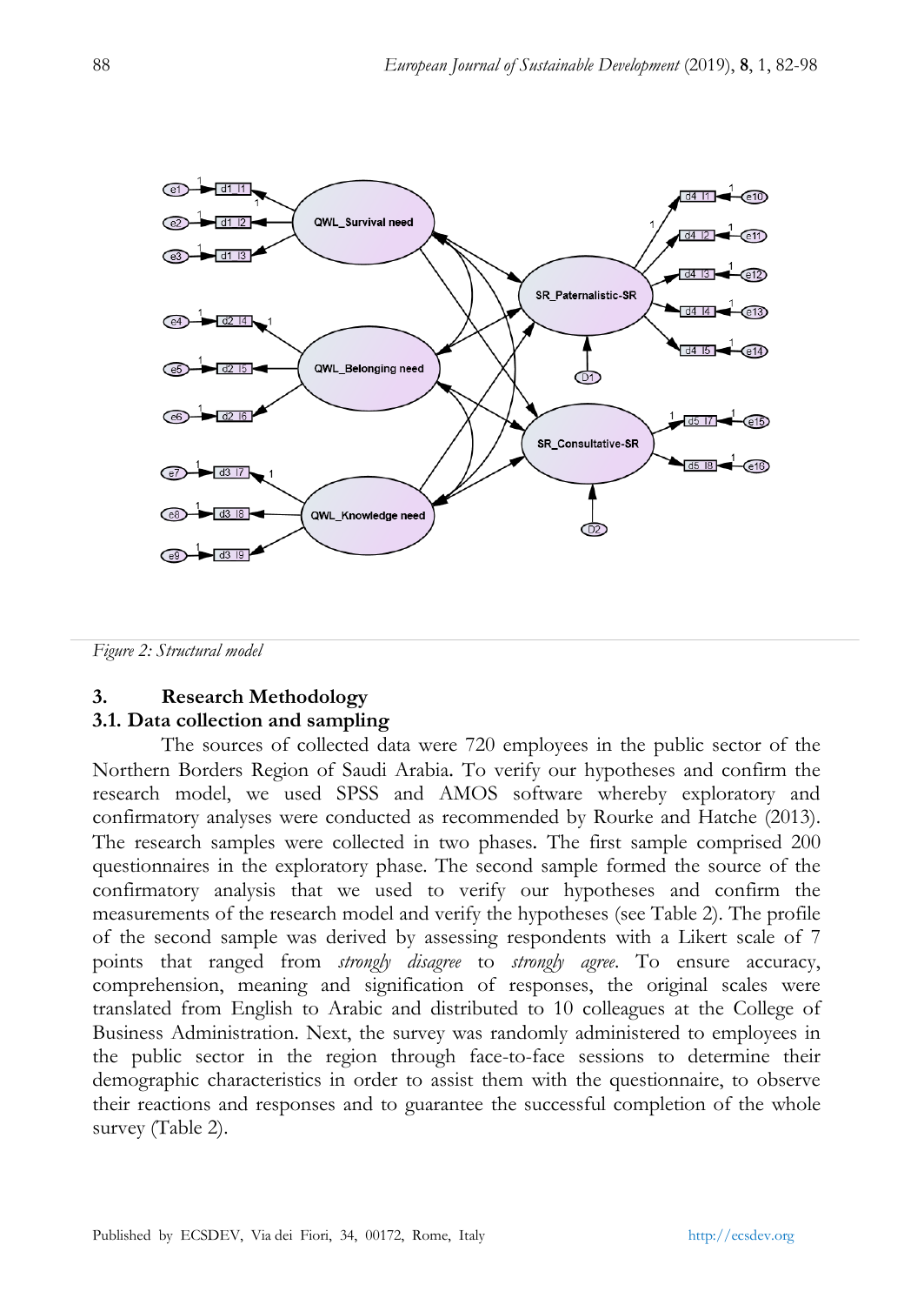*Figure 2: Structural model*

## 3. Research Methodology

### 3.1. Data collection and sampling

The sources of collected data were 720 employees in the public sector of the Northern Borders Region of Saudi Arabia. To verify our hypotheses and confirm the research model, we used SPSS and AMOS software whereby exploratory and confirmatory analyses were conducted as recommended by Rourke and Hatche (2013). The research samples were collected in two phases. The first sample comprised 200 questionnaires in the exploratory phase. The second sample formed the source of the confirmatory analysis that we used to verify our hypotheses and confirm the measurements of the research model and verify the hypotheses (see Table 2). The profile of the second sample was derived by assessing respondents with a Likert scale of 7 points that ranged from *strongly disagree* to *strongly agree*. To ensure accuracy, comprehension, meaning and signification of responses, the original scales were translated from English to Arabic and distributed to 10 colleagues at the College of Business Administration. Next, the survey was randomly administered to employees in the public sector in the region through face-to-face sessions to determine their demographic characteristics in order to assist them with the questionnaire, to observe their reactions and responses and to guarantee the successful completion of the whole survey (Table 2).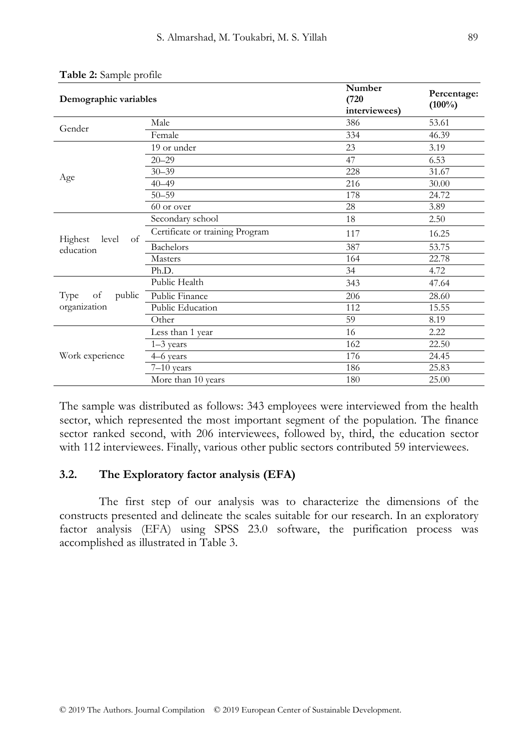**Table 2:** Sample profile

| Demographic variables | | Number (720 interviewees) | Percentage: (100%) |
|---|---|---|---|
| Gender | Male | 386 | 53.61 |
| | Female | 334 | 46.39 |
| Age | 19 or under | 23 | 3.19 |
| | 20–29 | 47 | 6.53 |
| | 30–39 | 228 | 31.67 |
| | 40–49 | 216 | 30.00 |
| | 50–59 | 178 | 24.72 |
| | 60 or over | 28 | 3.89 |
| Highest level of education | Secondary school | 18 | 2.50 |
| | Certificate or training Program | 117 | 16.25 |
| | Bachelors | 387 | 53.75 |
| | Masters | 164 | 22.78 |
| | Ph.D. | 34 | 4.72 |
| Type of public organization | Public Health | 343 | 47.64 |
| | Public Finance | 206 | 28.60 |
| | Public Education | 112 | 15.55 |
| | Other | 59 | 8.19 |
| Work experience | Less than 1 year | 16 | 2.22 |
| | 1–3 years | 162 | 22.50 |
| | 4–6 years | 176 | 24.45 |
| | 7–10 years | 186 | 25.83 |
| | More than 10 years | 180 | 25.00 |

The sample was distributed as follows: 343 employees were interviewed from the health sector, which represented the most important segment of the population. The finance sector ranked second, with 206 interviewees, followed by, third, the education sector with 112 interviewees. Finally, various other public sectors contributed 59 interviewees.

### 3.2. The Exploratory factor analysis (EFA)

The first step of our analysis was to characterize the dimensions of the constructs presented and delineate the scales suitable for our research. In an exploratory factor analysis (EFA) using SPSS 23.0 software, the purification process was accomplished as illustrated in Table 3.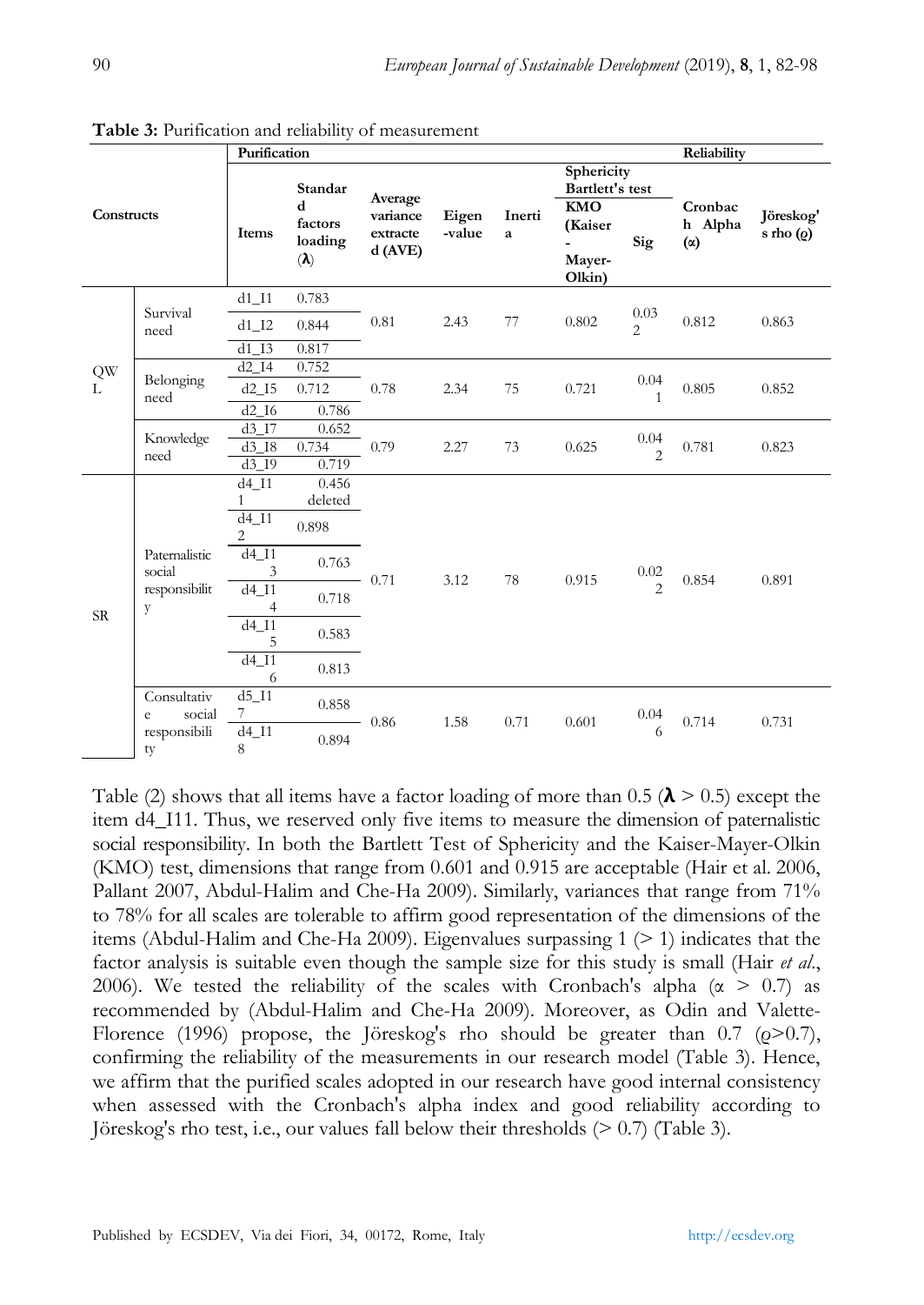**Table 3:** Purification and reliability of measurement

| Constructs | | Purification | | | | | | | Reliability | |
|---|---|---|---|---|---|---|---|---|---|---|
| | | Items | Standard factors loading (**λ**) | Average variance extracted (AVE) | Eigen-value | Inertia | Sphericity Bartlett's test KMO (Kaiser-Mayer-Olkin) | Sig | Cronbach Alpha (α) | Jöreskog's rho (ρ) |
| QWL | Survival need | d1_I1 | 0.783 | 0.81 | 2.43 | 77 | 0.802 | 0.032 | 0.812 | 0.863 |
| | | d1_I2 | 0.844 | | | | | | | |
| | | d1_I3 | 0.817 | | | | | | | |
| | Belonging need | d2_I4 | 0.752 | 0.78 | 2.34 | 75 | 0.721 | 0.041 | 0.805 | 0.852 |
| | | d2_I5 | 0.712 | | | | | | | |
| | | d2_I6 | 0.786 | | | | | | | |
| | Knowledge need | d3_I7 | 0.652 | 0.79 | 2.27 | 73 | 0.625 | 0.042 | 0.781 | 0.823 |
| | | d3_I8 | 0.734 | | | | | | | |
| | | d3_I9 | 0.719 | | | | | | | |
| SR | Paternalistic social responsibility | d4_I11 | 0.456 deleted | 0.71 | 3.12 | 78 | 0.915 | 0.022 | 0.854 | 0.891 |
| | | d4_I12 | 0.898 | | | | | | | |
| | | d4_I13 | 0.763 | | | | | | | |
| | | d4_I14 | 0.718 | | | | | | | |
| | | d4_I15 | 0.583 | | | | | | | |
| | | d4_I16 | 0.813 | | | | | | | |
| | Consultative social responsibility | d5_I17 | 0.858 | 0.86 | 1.58 | 0.71 | 0.601 | 0.046 | 0.714 | 0.731 |
| | | d4_I18 | 0.894 | | | | | | | |

Table (2) shows that all items have a factor loading of more than 0.5 (**λ** > 0.5) except the item d4_I11. Thus, we reserved only five items to measure the dimension of paternalistic social responsibility. In both the Bartlett Test of Sphericity and the Kaiser-Mayer-Olkin (KMO) test, dimensions that range from 0.601 and 0.915 are acceptable (Hair et al. 2006, Pallant 2007, Abdul-Halim and Che-Ha 2009). Similarly, variances that range from 71% to 78% for all scales are tolerable to affirm good representation of the dimensions of the items (Abdul-Halim and Che-Ha 2009). Eigenvalues surpassing 1 (> 1) indicates that the factor analysis is suitable even though the sample size for this study is small (Hair *et al.*, 2006). We tested the reliability of the scales with Cronbach's alpha ($\alpha > 0.7$) as recommended by (Abdul-Halim and Che-Ha 2009). Moreover, as Odin and Valette-Florence (1996) propose, the Jöreskog's rho should be greater than 0.7 ($\rho > 0.7$), confirming the reliability of the measurements in our research model (Table 3). Hence, we affirm that the purified scales adopted in our research have good internal consistency when assessed with the Cronbach's alpha index and good reliability according to Jöreskog's rho test, i.e., our values fall below their thresholds (> 0.7) (Table 3).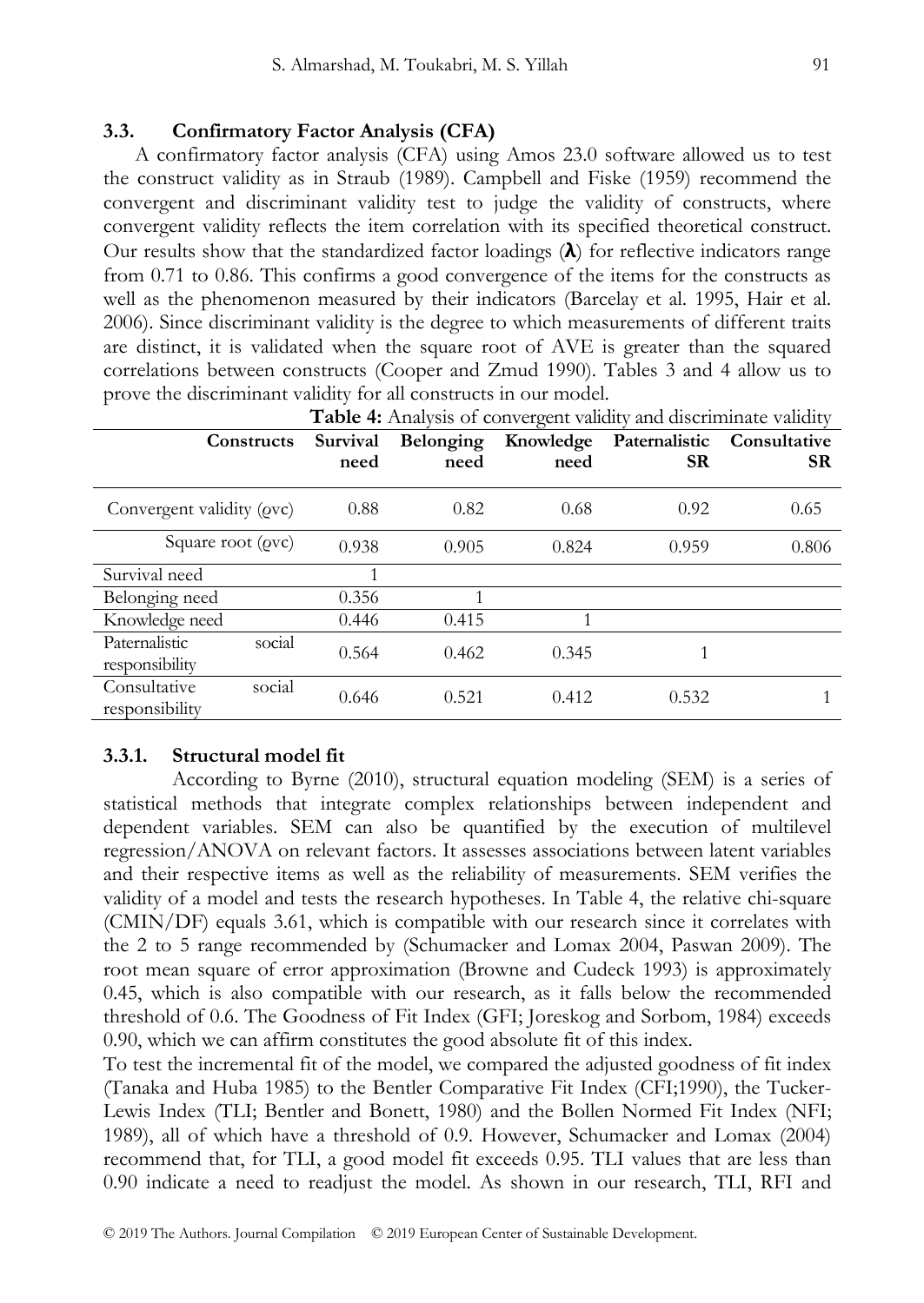### 3.3. Confirmatory Factor Analysis (CFA)

A confirmatory factor analysis (CFA) using Amos 23.0 software allowed us to test the construct validity as in Straub (1989). Campbell and Fiske (1959) recommend the convergent and discriminant validity test to judge the validity of constructs, where convergent validity reflects the item correlation with its specified theoretical construct. Our results show that the standardized factor loadings (**λ**) for reflective indicators range from 0.71 to 0.86. This confirms a good convergence of the items for the constructs as well as the phenomenon measured by their indicators (Barcelay et al. 1995, Hair et al. 2006). Since discriminant validity is the degree to which measurements of different traits are distinct, it is validated when the square root of AVE is greater than the squared correlations between constructs (Cooper and Zmud 1990). Tables 3 and 4 allow us to prove the discriminant validity for all constructs in our model.

**Table 4:** Analysis of convergent validity and discriminate validity

| Constructs | Survival need | Belonging need | Knowledge need | Paternalistic SR | Consultative SR |
|---|---|---|---|---|---|
| Convergent validity (ϱvc) | 0.88 | 0.82 | 0.68 | 0.92 | 0.65 |
| Square root (ϱvc) | 0.938 | 0.905 | 0.824 | 0.959 | 0.806 |
| Survival need | 1 | | | | |
| Belonging need | 0.356 | 1 | | | |
| Knowledge need | 0.446 | 0.415 | 1 | | |
| Paternalistic social responsibility | 0.564 | 0.462 | 0.345 | 1 | |
| Consultative social responsibility | 0.646 | 0.521 | 0.412 | 0.532 | 1 |

#### 3.3.1. Structural model fit

According to Byrne (2010), structural equation modeling (SEM) is a series of statistical methods that integrate complex relationships between independent and dependent variables. SEM can also be quantified by the execution of multilevel regression/ANOVA on relevant factors. It assesses associations between latent variables and their respective items as well as the reliability of measurements. SEM verifies the validity of a model and tests the research hypotheses. In Table 4, the relative chi-square (CMIN/DF) equals 3.61, which is compatible with our research since it correlates with the 2 to 5 range recommended by (Schumacker and Lomax 2004, Paswan 2009). The root mean square of error approximation (Browne and Cudeck 1993) is approximately 0.45, which is also compatible with our research, as it falls below the recommended threshold of 0.6. The Goodness of Fit Index (GFI; Joreskog and Sorbom, 1984) exceeds 0.90, which we can affirm constitutes the good absolute fit of this index.

To test the incremental fit of the model, we compared the adjusted goodness of fit index (Tanaka and Huba 1985) to the Bentler Comparative Fit Index (CFI;1990), the Tucker-Lewis Index (TLI; Bentler and Bonett, 1980) and the Bollen Normed Fit Index (NFI; 1989), all of which have a threshold of 0.9. However, Schumacker and Lomax (2004) recommend that, for TLI, a good model fit exceeds 0.95. TLI values that are less than 0.90 indicate a need to readjust the model. As shown in our research, TLI, RFI and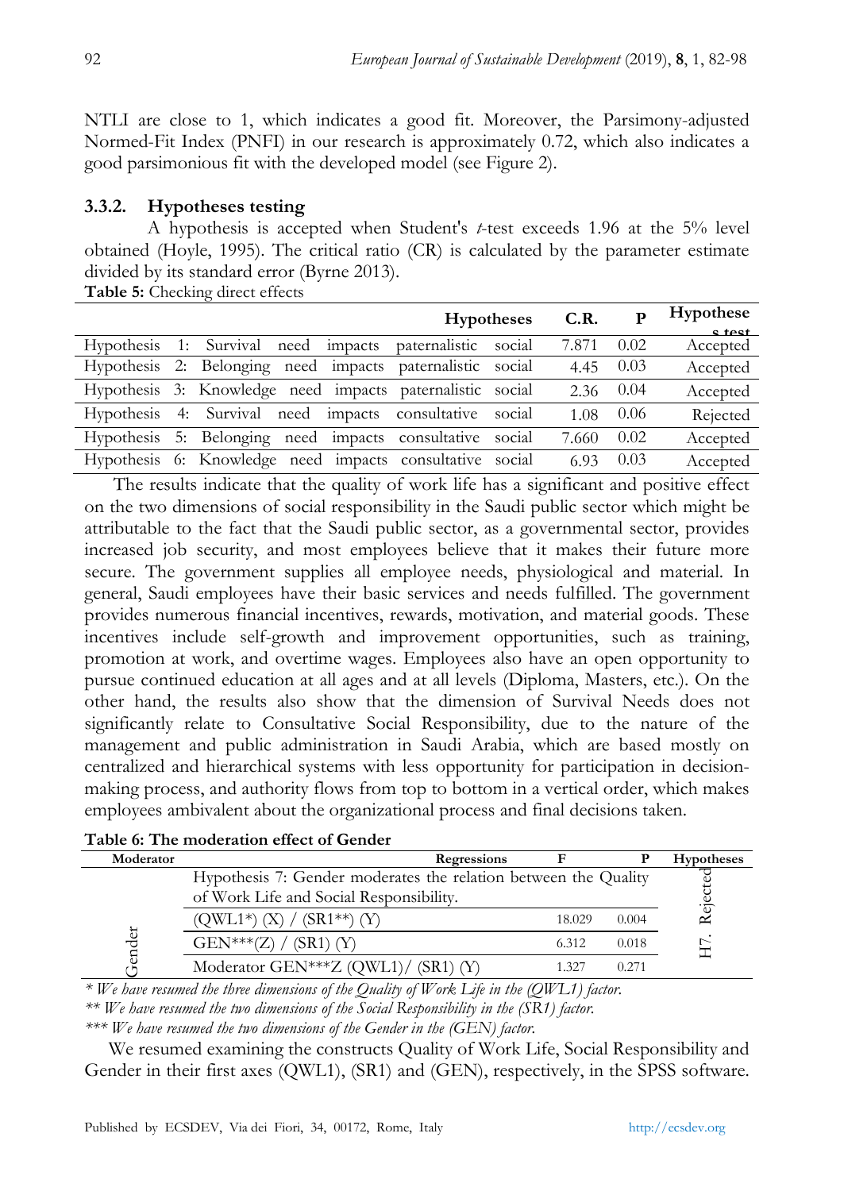NTLI are close to 1, which indicates a good fit. Moreover, the Parsimony-adjusted Normed-Fit Index (PNFI) in our research is approximately 0.72, which also indicates a good parsimonious fit with the developed model (see Figure 2).

### 3.3.2. Hypotheses testing

A hypothesis is accepted when Student's *t*-test exceeds 1.96 at the 5% level obtained (Hoyle, 1995). The critical ratio (CR) is calculated by the parameter estimate divided by its standard error (Byrne 2013).

**Table 5:** Checking direct effects

| Hypotheses | C.R. | P | Hypotheses test |
|---|---|---|---|
| Hypothesis 1: Survival need impacts paternalistic social | 7.871 | 0.02 | Accepted |
| Hypothesis 2: Belonging need impacts paternalistic social | 4.45 | 0.03 | Accepted |
| Hypothesis 3: Knowledge need impacts paternalistic social | 2.36 | 0.04 | Accepted |
| Hypothesis 4: Survival need impacts consultative social | 1.08 | 0.06 | Rejected |
| Hypothesis 5: Belonging need impacts consultative social | 7.660 | 0.02 | Accepted |
| Hypothesis 6: Knowledge need impacts consultative social | 6.93 | 0.03 | Accepted |

The results indicate that the quality of work life has a significant and positive effect on the two dimensions of social responsibility in the Saudi public sector which might be attributable to the fact that the Saudi public sector, as a governmental sector, provides increased job security, and most employees believe that it makes their future more secure. The government supplies all employee needs, physiological and material. In general, Saudi employees have their basic services and needs fulfilled. The government provides numerous financial incentives, rewards, motivation, and material goods. These incentives include self-growth and improvement opportunities, such as training, promotion at work, and overtime wages. Employees also have an open opportunity to pursue continued education at all ages and at all levels (Diploma, Masters, etc.). On the other hand, the results also show that the dimension of Survival Needs does not significantly relate to Consultative Social Responsibility, due to the nature of the management and public administration in Saudi Arabia, which are based mostly on centralized and hierarchical systems with less opportunity for participation in decision-making process, and authority flows from top to bottom in a vertical order, which makes employees ambivalent about the organizational process and final decisions taken.

**Table 6: The moderation effect of Gender**

| Moderator | Regressions | F | P | Hypotheses |
|---|---|---|---|---|
| Gender | Hypothesis 7: Gender moderates the relation between the Quality of Work Life and Social Responsibility. | | | H7. Rejected |
| | (QWL1*) (X) / (SR1**) (Y) | 18.029 | 0.004 | |
| | GEN***(Z) / (SR1) (Y) | 6.312 | 0.018 | |
| | Moderator GEN***Z (QWL1)/ (SR1) (Y) | 1.327 | 0.271 | |

*\* We have resumed the three dimensions of the Quality of Work Life in the (QWL1) factor.*

*\*\* We have resumed the two dimensions of the Social Responsibility in the (SR1) factor.*

*\*\*\* We have resumed the two dimensions of the Gender in the (GEN) factor.*

We resumed examining the constructs Quality of Work Life, Social Responsibility and Gender in their first axes (QWL1), (SR1) and (GEN), respectively, in the SPSS software.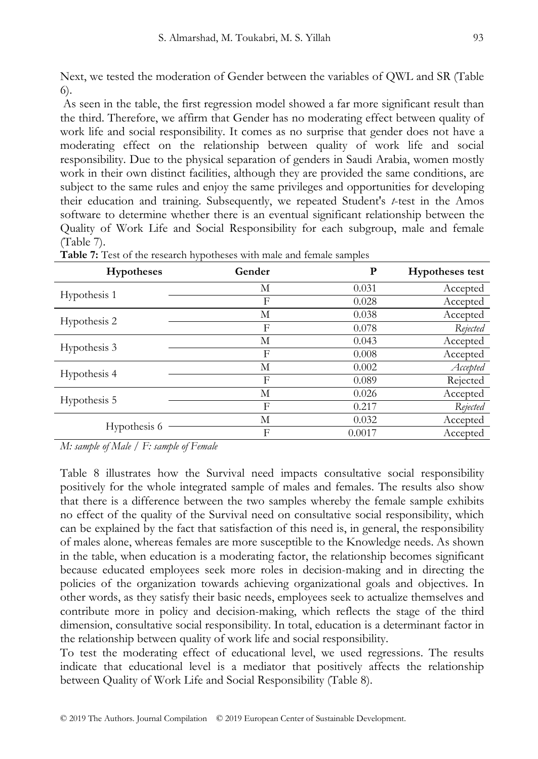Next, we tested the moderation of Gender between the variables of QWL and SR (Table 6).

As seen in the table, the first regression model showed a far more significant result than the third. Therefore, we affirm that Gender has no moderating effect between quality of work life and social responsibility. It comes as no surprise that gender does not have a moderating effect on the relationship between quality of work life and social responsibility. Due to the physical separation of genders in Saudi Arabia, women mostly work in their own distinct facilities, although they are provided the same conditions, are subject to the same rules and enjoy the same privileges and opportunities for developing their education and training. Subsequently, we repeated Student's *t*-test in the Amos software to determine whether there is an eventual significant relationship between the Quality of Work Life and Social Responsibility for each subgroup, male and female (Table 7).

**Table 7:** Test of the research hypotheses with male and female samples

| Hypotheses | Gender | P | Hypotheses test |
|---|---|---|---|
| Hypothesis 1 | M | 0.031 | Accepted |
| | F | 0.028 | Accepted |
| Hypothesis 2 | M | 0.038 | Accepted |
| | F | 0.078 | *Rejected* |
| Hypothesis 3 | M | 0.043 | Accepted |
| | F | 0.008 | Accepted |
| Hypothesis 4 | M | 0.002 | *Accepted* |
| | F | 0.089 | Rejected |
| Hypothesis 5 | M | 0.026 | Accepted |
| | F | 0.217 | *Rejected* |
| Hypothesis 6 | M | 0.032 | Accepted |
| | F | 0.0017 | Accepted |

*M: sample of Male / F: sample of Female*

Table 8 illustrates how the Survival need impacts consultative social responsibility positively for the whole integrated sample of males and females. The results also show that there is a difference between the two samples whereby the female sample exhibits no effect of the quality of the Survival need on consultative social responsibility, which can be explained by the fact that satisfaction of this need is, in general, the responsibility of males alone, whereas females are more susceptible to the Knowledge needs. As shown in the table, when education is a moderating factor, the relationship becomes significant because educated employees seek more roles in decision-making and in directing the policies of the organization towards achieving organizational goals and objectives. In other words, as they satisfy their basic needs, employees seek to actualize themselves and contribute more in policy and decision-making, which reflects the stage of the third dimension, consultative social responsibility. In total, education is a determinant factor in the relationship between quality of work life and social responsibility.

To test the moderating effect of educational level, we used regressions. The results indicate that educational level is a mediator that positively affects the relationship between Quality of Work Life and Social Responsibility (Table 8).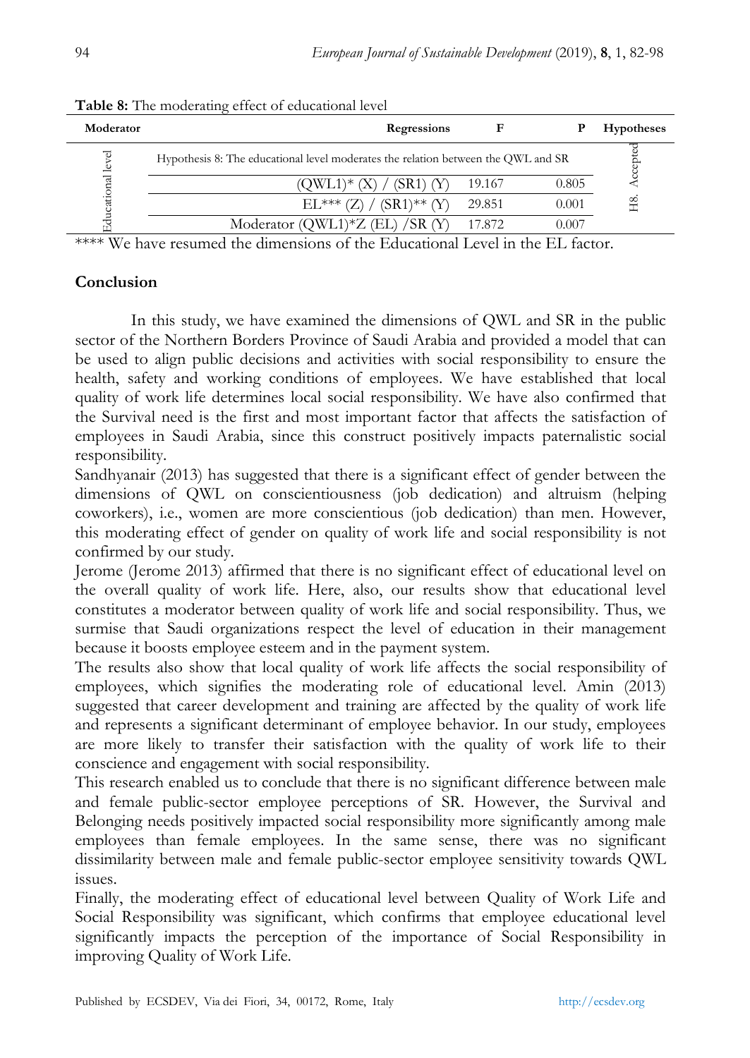**Table 8:** The moderating effect of educational level

| Moderator | Regressions | F | P | Hypotheses |
|---|---|---|---|---|
| Educational level | Hypothesis 8: The educational level moderates the relation between the QWL and SR | | | H8. Accepted |
| | (QWL1)* (X) / (SR1) (Y) | 19.167 | 0.805 | |
| | EL*** (Z) / (SR1)** (Y) | 29.851 | 0.001 | |
| | Moderator (QWL1)*Z (EL) /SR (Y) | 17.872 | 0.007 | |

**** We have resumed the dimensions of the Educational Level in the EL factor.

## Conclusion

In this study, we have examined the dimensions of QWL and SR in the public sector of the Northern Borders Province of Saudi Arabia and provided a model that can be used to align public decisions and activities with social responsibility to ensure the health, safety and working conditions of employees. We have established that local quality of work life determines local social responsibility. We have also confirmed that the Survival need is the first and most important factor that affects the satisfaction of employees in Saudi Arabia, since this construct positively impacts paternalistic social responsibility.

Sandhyanair (2013) has suggested that there is a significant effect of gender between the dimensions of QWL on conscientiousness (job dedication) and altruism (helping coworkers), i.e., women are more conscientious (job dedication) than men. However, this moderating effect of gender on quality of work life and social responsibility is not confirmed by our study.

Jerome (Jerome 2013) affirmed that there is no significant effect of educational level on the overall quality of work life. Here, also, our results show that educational level constitutes a moderator between quality of work life and social responsibility. Thus, we surmise that Saudi organizations respect the level of education in their management because it boosts employee esteem and in the payment system.

The results also show that local quality of work life affects the social responsibility of employees, which signifies the moderating role of educational level. Amin (2013) suggested that career development and training are affected by the quality of work life and represents a significant determinant of employee behavior. In our study, employees are more likely to transfer their satisfaction with the quality of work life to their conscience and engagement with social responsibility.

This research enabled us to conclude that there is no significant difference between male and female public-sector employee perceptions of SR. However, the Survival and Belonging needs positively impacted social responsibility more significantly among male employees than female employees. In the same sense, there was no significant dissimilarity between male and female public-sector employee sensitivity towards QWL issues.

Finally, the moderating effect of educational level between Quality of Work Life and Social Responsibility was significant, which confirms that employee educational level significantly impacts the perception of the importance of Social Responsibility in improving Quality of Work Life.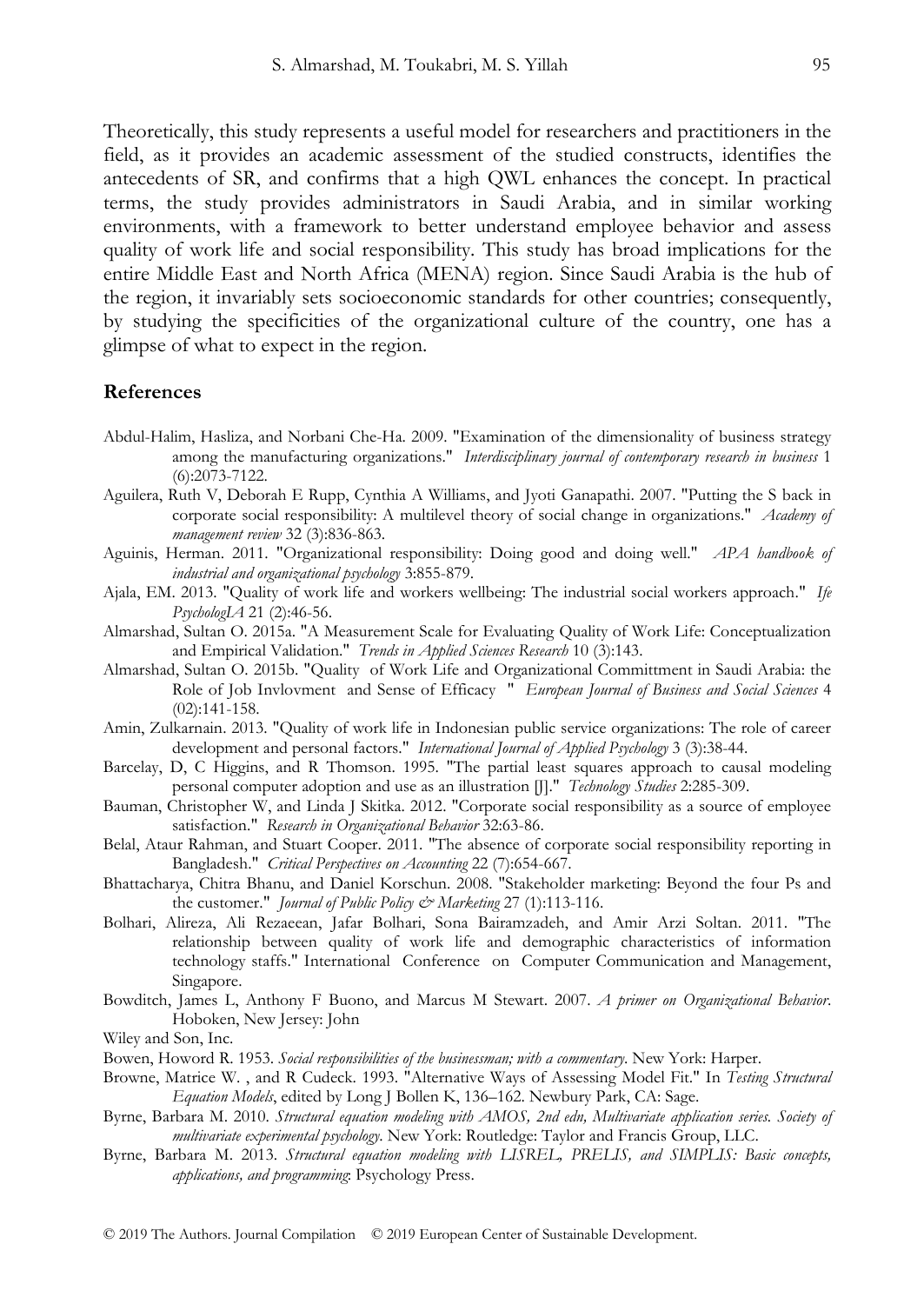Theoretically, this study represents a useful model for researchers and practitioners in the field, as it provides an academic assessment of the studied constructs, identifies the antecedents of SR, and confirms that a high QWL enhances the concept. In practical terms, the study provides administrators in Saudi Arabia, and in similar working environments, with a framework to better understand employee behavior and assess quality of work life and social responsibility. This study has broad implications for the entire Middle East and North Africa (MENA) region. Since Saudi Arabia is the hub of the region, it invariably sets socioeconomic standards for other countries; consequently, by studying the specificities of the organizational culture of the country, one has a glimpse of what to expect in the region.

## References

Abdul-Halim, Hasliza, and Norbani Che-Ha. 2009. "Examination of the dimensionality of business strategy among the manufacturing organizations." *Interdisciplinary journal of contemporary research in business* 1 (6):2073-7122.

Aguilera, Ruth V, Deborah E Rupp, Cynthia A Williams, and Jyoti Ganapathi. 2007. "Putting the S back in corporate social responsibility: A multilevel theory of social change in organizations." *Academy of management review* 32 (3):836-863.

Aguinis, Herman. 2011. "Organizational responsibility: Doing good and doing well." *APA handbook of industrial and organizational psychology* 3:855-879.

Ajala, EM. 2013. "Quality of work life and workers wellbeing: The industrial social workers approach." *Ife PsychologIA* 21 (2):46-56.

Almarshad, Sultan O. 2015a. "A Measurement Scale for Evaluating Quality of Work Life: Conceptualization and Empirical Validation." *Trends in Applied Sciences Research* 10 (3):143.

Almarshad, Sultan O. 2015b. "Quality of Work Life and Organizational Committment in Saudi Arabia: the Role of Job Invlovment and Sense of Efficacy " *European Journal of Business and Social Sciences* 4 (02):141-158.

Amin, Zulkarnain. 2013. "Quality of work life in Indonesian public service organizations: The role of career development and personal factors." *International Journal of Applied Psychology* 3 (3):38-44.

Barcelay, D, C Higgins, and R Thomson. 1995. "The partial least squares approach to causal modeling personal computer adoption and use as an illustration [J]." *Technology Studies* 2:285-309.

Bauman, Christopher W, and Linda J Skitka. 2012. "Corporate social responsibility as a source of employee satisfaction." *Research in Organizational Behavior* 32:63-86.

Belal, Ataur Rahman, and Stuart Cooper. 2011. "The absence of corporate social responsibility reporting in Bangladesh." *Critical Perspectives on Accounting* 22 (7):654-667.

Bhattacharya, Chitra Bhanu, and Daniel Korschun. 2008. "Stakeholder marketing: Beyond the four Ps and the customer." *Journal of Public Policy & Marketing* 27 (1):113-116.

Bolhari, Alireza, Ali Rezaeean, Jafar Bolhari, Sona Bairamzadeh, and Amir Arzi Soltan. 2011. "The relationship between quality of work life and demographic characteristics of information technology staffs." International Conference on Computer Communication and Management, Singapore.

Bowditch, James L, Anthony F Buono, and Marcus M Stewart. 2007. *A primer on Organizational Behavior*. Hoboken, New Jersey: John

Wiley and Son, Inc.

Bowen, Howord R. 1953. *Social responsibilities of the businessman; with a commentary*. New York: Harper.

Browne, Matrice W. , and R Cudeck. 1993. "Alternative Ways of Assessing Model Fit." In *Testing Structural Equation Models*, edited by Long J Bollen K, 136–162. Newbury Park, CA: Sage.

Byrne, Barbara M. 2010. *Structural equation modeling with AMOS, 2nd edn, Multivariate application series. Society of multivariate experimental psychology*. New York: Routledge: Taylor and Francis Group, LLC.

Byrne, Barbara M. 2013. *Structural equation modeling with LISREL, PRELIS, and SIMPLIS: Basic concepts, applications, and programming*: Psychology Press.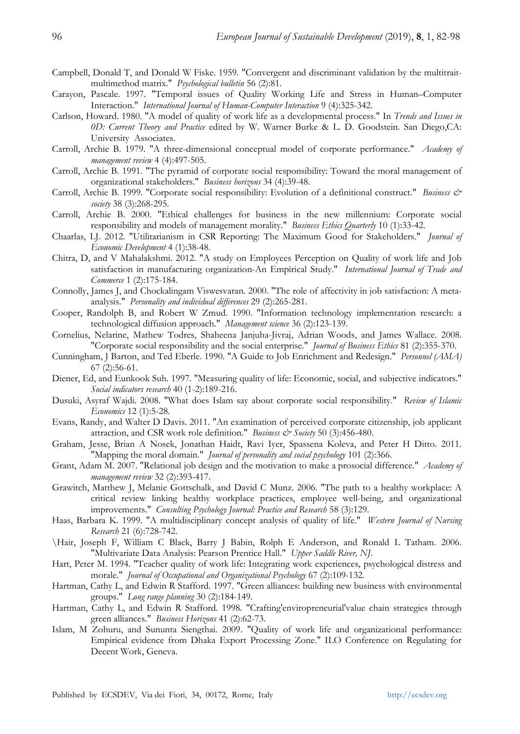Campbell, Donald T, and Donald W Fiske. 1959. "Convergent and discriminant validation by the multitrait-multimethod matrix." *Psychological bulletin* 56 (2):81.

Carayon, Pascale. 1997. "Temporal issues of Quality Working Life and Stress in Human–Computer Interaction." *International Journal of Human-Computer Interaction* 9 (4):325-342.

Carlson, Howard. 1980. "A model of quality of work life as a developmental process." In *Trends and Issues in 0D: Current Theory and Practice* edited by W. Warner Burke & L. D. Goodstein. San Diego,CA: University Associates.

Carroll, Archie B. 1979. "A three-dimensional conceptual model of corporate performance." *Academy of management review* 4 (4):497-505.

Carroll, Archie B. 1991. "The pyramid of corporate social responsibility: Toward the moral management of organizational stakeholders." *Business horizons* 34 (4):39-48.

Carroll, Archie B. 1999. "Corporate social responsibility: Evolution of a definitional construct." *Business & society* 38 (3):268-295.

Carroll, Archie B. 2000. "Ethical challenges for business in the new millennium: Corporate social responsibility and models of management morality." *Business Ethics Quarterly* 10 (1):33-42.

Chaarlas, LJ. 2012. "Utilitarianism in CSR Reporting: The Maximum Good for Stakeholders." *Journal of Economic Development* 4 (1):38-48.

Chitra, D, and V Mahalakshmi. 2012. "A study on Employees Perception on Quality of work life and Job satisfaction in manufacturing organization-An Empirical Study." *International Journal of Trade and Commerce* 1 (2):175-184.

Connolly, James J, and Chockalingam Viswesvaran. 2000. "The role of affectivity in job satisfaction: A meta-analysis." *Personality and individual differences* 29 (2):265-281.

Cooper, Randolph B, and Robert W Zmud. 1990. "Information technology implementation research: a technological diffusion approach." *Management science* 36 (2):123-139.

Cornelius, Nelarine, Mathew Todres, Shaheena Janjuha-Jivraj, Adrian Woods, and James Wallace. 2008. "Corporate social responsibility and the social enterprise." *Journal of Business Ethics* 81 (2):355-370.

Cunningham, J Barton, and Ted Eberle. 1990. "A Guide to Job Enrichment and Redesign." *Personnel (AMA)* 67 (2):56-61.

Diener, Ed, and Eunkook Suh. 1997. "Measuring quality of life: Economic, social, and subjective indicators." *Social indicators research* 40 (1-2):189-216.

Dusuki, Asyraf Wajdi. 2008. "What does Islam say about corporate social responsibility." *Review of Islamic Economics* 12 (1):5-28.

Evans, Randy, and Walter D Davis. 2011. "An examination of perceived corporate citizenship, job applicant attraction, and CSR work role definition." *Business & Society* 50 (3):456-480.

Graham, Jesse, Brian A Nosek, Jonathan Haidt, Ravi Iyer, Spassena Koleva, and Peter H Ditto. 2011. "Mapping the moral domain." *Journal of personality and social psychology* 101 (2):366.

Grant, Adam M. 2007. "Relational job design and the motivation to make a prosocial difference." *Academy of management review* 32 (2):393-417.

Grawitch, Matthew J, Melanie Gottschalk, and David C Munz. 2006. "The path to a healthy workplace: A critical review linking healthy workplace practices, employee well-being, and organizational improvements." *Consulting Psychology Journal: Practice and Research* 58 (3):129.

Haas, Barbara K. 1999. "A multidisciplinary concept analysis of quality of life." *Western Journal of Nursing Research* 21 (6):728-742.

\Hair, Joseph F, William C Black, Barry J Babin, Rolph E Anderson, and Ronald L Tatham. 2006. "Multivariate Data Analysis: Pearson Prentice Hall." *Upper Saddle River, NJ.*

Hart, Peter M. 1994. "Teacher quality of work life: Integrating work experiences, psychological distress and morale." *Journal of Occupational and Organizational Psychology* 67 (2):109-132.

Hartman, Cathy L, and Edwin R Stafford. 1997. "Green alliances: building new business with environmental groups." *Long range planning* 30 (2):184-149.

Hartman, Cathy L, and Edwin R Stafford. 1998. "Crafting'enviropreneurial'value chain strategies through green alliances." *Business Horizons* 41 (2):62-73.

Islam, M Zohuru, and Sununta Siengthai. 2009. "Quality of work life and organizational performance: Empirical evidence from Dhaka Export Processing Zone." ILO Conference on Regulating for Decent Work, Geneva.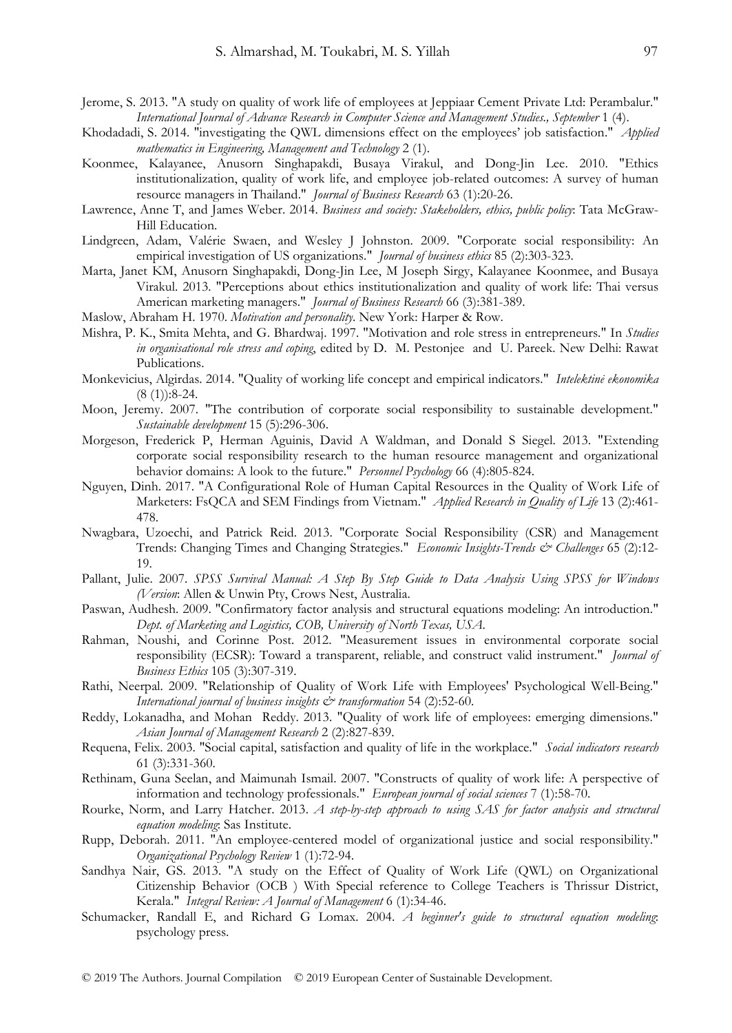Jerome, S. 2013. "A study on quality of work life of employees at Jeppiaar Cement Private Ltd: Perambalur." *International Journal of Advance Research in Computer Science and Management Studies., September* 1 (4).

Khodadadi, S. 2014. "investigating the QWL dimensions effect on the employees' job satisfaction." *Applied mathematics in Engineering, Management and Technology* 2 (1).

Koonmee, Kalayanee, Anusorn Singhapakdi, Busaya Virakul, and Dong-Jin Lee. 2010. "Ethics institutionalization, quality of work life, and employee job-related outcomes: A survey of human resource managers in Thailand." *Journal of Business Research* 63 (1):20-26.

Lawrence, Anne T, and James Weber. 2014. *Business and society: Stakeholders, ethics, public policy*: Tata McGraw-Hill Education.

Lindgreen, Adam, Valérie Swaen, and Wesley J Johnston. 2009. "Corporate social responsibility: An empirical investigation of US organizations." *Journal of business ethics* 85 (2):303-323.

Marta, Janet KM, Anusorn Singhapakdi, Dong-Jin Lee, M Joseph Sirgy, Kalayanee Koonmee, and Busaya Virakul. 2013. "Perceptions about ethics institutionalization and quality of work life: Thai versus American marketing managers." *Journal of Business Research* 66 (3):381-389.

Maslow, Abraham H. 1970. *Motivation and personality*. New York: Harper & Row.

Mishra, P. K., Smita Mehta, and G. Bhardwaj. 1997. "Motivation and role stress in entrepreneurs." In *Studies in organisational role stress and coping*, edited by D. M. Pestonjee and U. Pareek. New Delhi: Rawat Publications.

Monkevicius, Algirdas. 2014. "Quality of working life concept and empirical indicators." *Intelektinė ekonomika* (8 (1)):8-24.

Moon, Jeremy. 2007. "The contribution of corporate social responsibility to sustainable development." *Sustainable development* 15 (5):296-306.

Morgeson, Frederick P, Herman Aguinis, David A Waldman, and Donald S Siegel. 2013. "Extending corporate social responsibility research to the human resource management and organizational behavior domains: A look to the future." *Personnel Psychology* 66 (4):805-824.

Nguyen, Dinh. 2017. "A Configurational Role of Human Capital Resources in the Quality of Work Life of Marketers: FsQCA and SEM Findings from Vietnam." *Applied Research in Quality of Life* 13 (2):461-478.

Nwagbara, Uzoechi, and Patrick Reid. 2013. "Corporate Social Responsibility (CSR) and Management Trends: Changing Times and Changing Strategies." *Economic Insights-Trends & Challenges* 65 (2):12-19.

Pallant, Julie. 2007. *SPSS Survival Manual: A Step By Step Guide to Data Analysis Using SPSS for Windows (Version*: Allen & Unwin Pty, Crows Nest, Australia.

Paswan, Audhesh. 2009. "Confirmatory factor analysis and structural equations modeling: An introduction." *Dept. of Marketing and Logistics, COB, University of North Texas, USA*.

Rahman, Noushi, and Corinne Post. 2012. "Measurement issues in environmental corporate social responsibility (ECSR): Toward a transparent, reliable, and construct valid instrument." *Journal of Business Ethics* 105 (3):307-319.

Rathi, Neerpal. 2009. "Relationship of Quality of Work Life with Employees' Psychological Well-Being." *International journal of business insights & transformation* 54 (2):52-60.

Reddy, Lokanadha, and Mohan Reddy. 2013. "Quality of work life of employees: emerging dimensions." *Asian Journal of Management Research* 2 (2):827-839.

Requena, Felix. 2003. "Social capital, satisfaction and quality of life in the workplace." *Social indicators research* 61 (3):331-360.

Rethinam, Guna Seelan, and Maimunah Ismail. 2007. "Constructs of quality of work life: A perspective of information and technology professionals." *European journal of social sciences* 7 (1):58-70.

Rourke, Norm, and Larry Hatcher. 2013. *A step-by-step approach to using SAS for factor analysis and structural equation modeling*: Sas Institute.

Rupp, Deborah. 2011. "An employee-centered model of organizational justice and social responsibility." *Organizational Psychology Review* 1 (1):72-94.

Sandhya Nair, GS. 2013. "A study on the Effect of Quality of Work Life (QWL) on Organizational Citizenship Behavior (OCB ) With Special reference to College Teachers is Thrissur District, Kerala." *Integral Review: A Journal of Management* 6 (1):34-46.

Schumacker, Randall E, and Richard G Lomax. 2004. *A beginner's guide to structural equation modeling*: psychology press.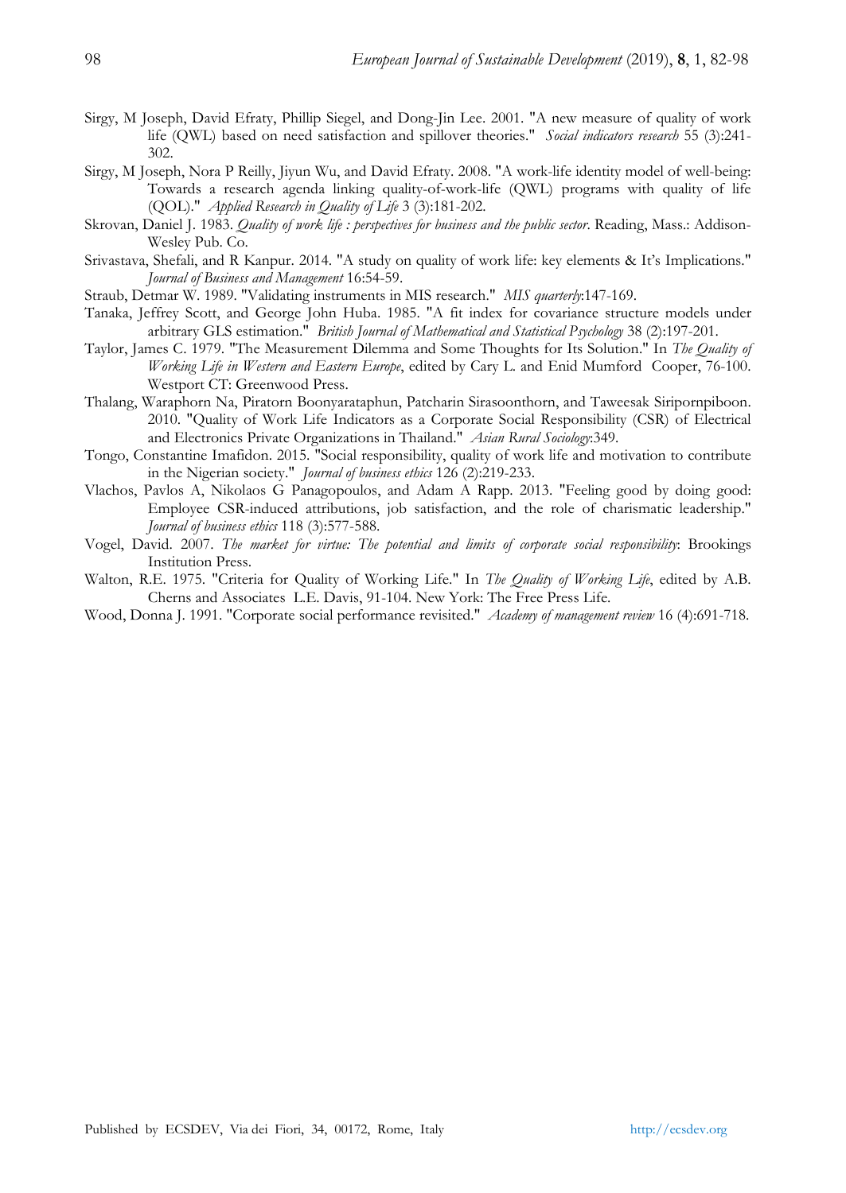Sirgy, M Joseph, David Efraty, Phillip Siegel, and Dong-Jin Lee. 2001. "A new measure of quality of work life (QWL) based on need satisfaction and spillover theories." *Social indicators research* 55 (3):241-302.

Sirgy, M Joseph, Nora P Reilly, Jiyun Wu, and David Efraty. 2008. "A work-life identity model of well-being: Towards a research agenda linking quality-of-work-life (QWL) programs with quality of life (QOL)." *Applied Research in Quality of Life* 3 (3):181-202.

Skrovan, Daniel J. 1983. *Quality of work life : perspectives for business and the public sector*. Reading, Mass.: Addison-Wesley Pub. Co.

Srivastava, Shefali, and R Kanpur. 2014. "A study on quality of work life: key elements & It's Implications." *Journal of Business and Management* 16:54-59.

Straub, Detmar W. 1989. "Validating instruments in MIS research." *MIS quarterly*:147-169.

Tanaka, Jeffrey Scott, and George John Huba. 1985. "A fit index for covariance structure models under arbitrary GLS estimation." *British Journal of Mathematical and Statistical Psychology* 38 (2):197-201.

Taylor, James C. 1979. "The Measurement Dilemma and Some Thoughts for Its Solution." In *The Quality of Working Life in Western and Eastern Europe*, edited by Cary L. and Enid Mumford Cooper, 76-100. Westport CT: Greenwood Press.

Thalang, Waraphorn Na, Piratorn Boonyarataphun, Patcharin Sirasoonthorn, and Taweesak Siripornpiboon. 2010. "Quality of Work Life Indicators as a Corporate Social Responsibility (CSR) of Electrical and Electronics Private Organizations in Thailand." *Asian Rural Sociology*:349.

Tongo, Constantine Imafidon. 2015. "Social responsibility, quality of work life and motivation to contribute in the Nigerian society." *Journal of business ethics* 126 (2):219-233.

Vlachos, Pavlos A, Nikolaos G Panagopoulos, and Adam A Rapp. 2013. "Feeling good by doing good: Employee CSR-induced attributions, job satisfaction, and the role of charismatic leadership." *Journal of business ethics* 118 (3):577-588.

Vogel, David. 2007. *The market for virtue: The potential and limits of corporate social responsibility*: Brookings Institution Press.

Walton, R.E. 1975. "Criteria for Quality of Working Life." In *The Quality of Working Life*, edited by A.B. Cherns and Associates L.E. Davis, 91-104. New York: The Free Press Life.

Wood, Donna J. 1991. "Corporate social performance revisited." *Academy of management review* 16 (4):691-718.